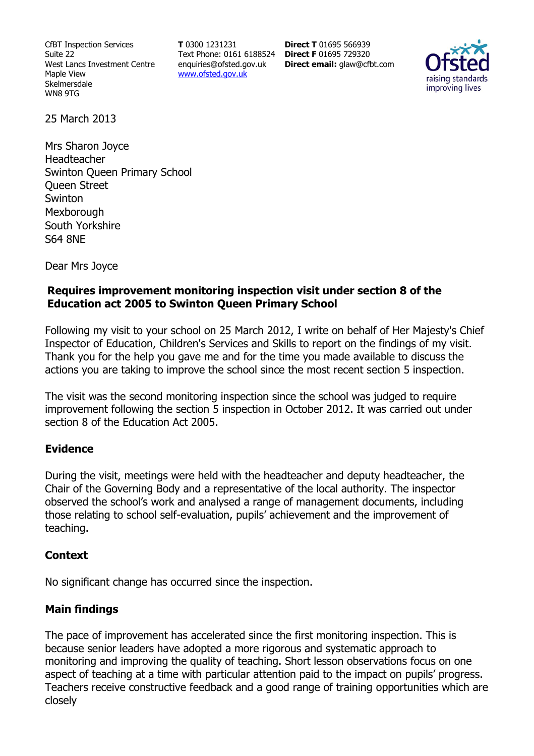CfBT Inspection Services
Suite 22
West Lancs Investment Centre
Maple View
Skelmersdale
WN8 9TG

**T** 0300 1231231
Text Phone: 0161 6188524
enquiries@ofsted.gov.uk
www.ofsted.gov.uk

**Direct T** 01695 566939
**Direct F** 01695 729320
**Direct email:** glaw@cfbt.com

25 March 2013

Mrs Sharon Joyce
Headteacher
Swinton Queen Primary School
Queen Street
Swinton
Mexborough
South Yorkshire
S64 8NE

Dear Mrs Joyce

**Requires improvement monitoring inspection visit under section 8 of the Education act 2005 to Swinton Queen Primary School**

Following my visit to your school on 25 March 2012, I write on behalf of Her Majesty's Chief Inspector of Education, Children's Services and Skills to report on the findings of my visit. Thank you for the help you gave me and for the time you made available to discuss the actions you are taking to improve the school since the most recent section 5 inspection.

The visit was the second monitoring inspection since the school was judged to require improvement following the section 5 inspection in October 2012. It was carried out under section 8 of the Education Act 2005.

## Evidence

During the visit, meetings were held with the headteacher and deputy headteacher, the Chair of the Governing Body and a representative of the local authority. The inspector observed the school's work and analysed a range of management documents, including those relating to school self-evaluation, pupils' achievement and the improvement of teaching.

## Context

No significant change has occurred since the inspection.

## Main findings

The pace of improvement has accelerated since the first monitoring inspection. This is because senior leaders have adopted a more rigorous and systematic approach to monitoring and improving the quality of teaching. Short lesson observations focus on one aspect of teaching at a time with particular attention paid to the impact on pupils' progress. Teachers receive constructive feedback and a good range of training opportunities which are closely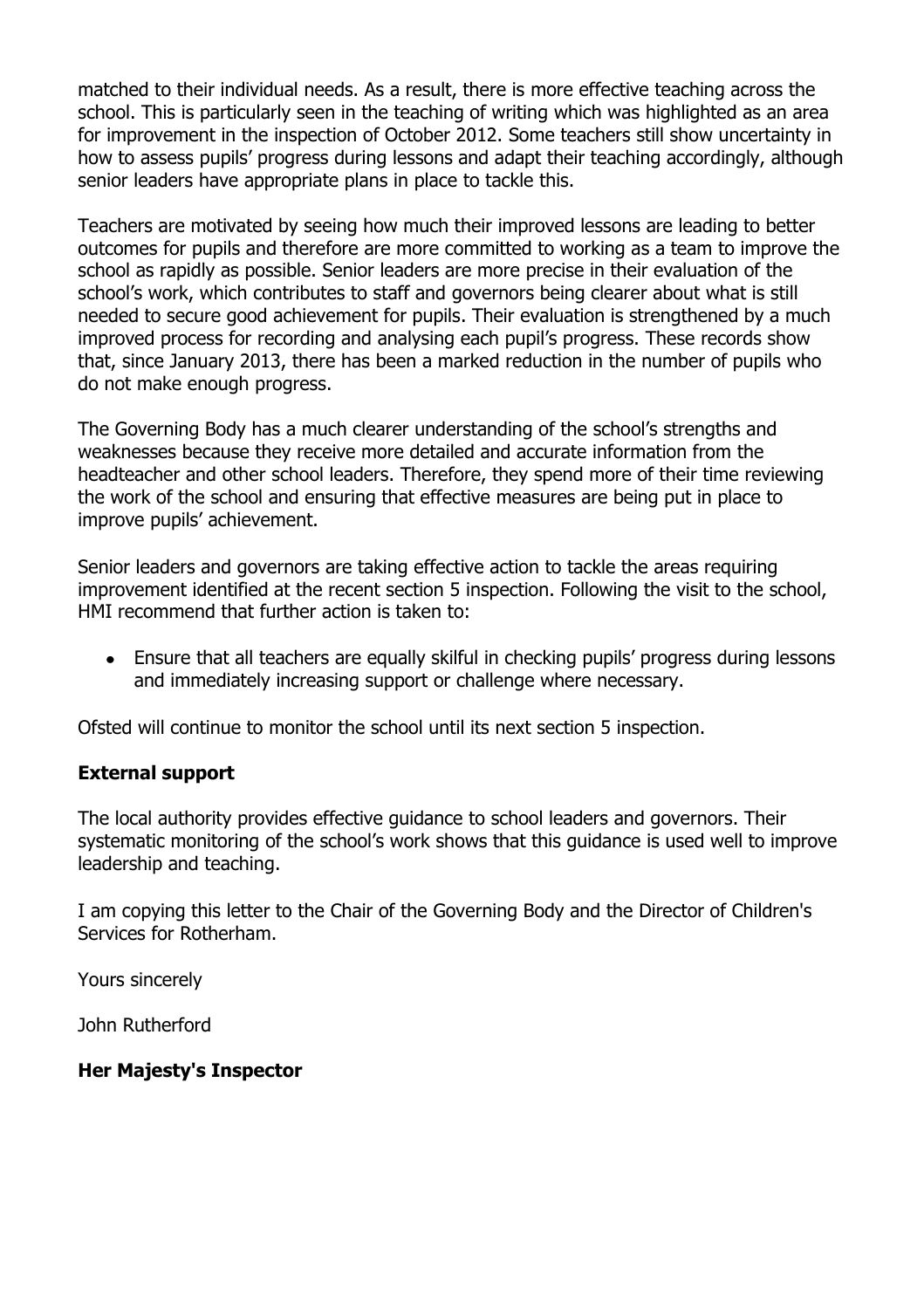matched to their individual needs. As a result, there is more effective teaching across the school. This is particularly seen in the teaching of writing which was highlighted as an area for improvement in the inspection of October 2012. Some teachers still show uncertainty in how to assess pupils' progress during lessons and adapt their teaching accordingly, although senior leaders have appropriate plans in place to tackle this.

Teachers are motivated by seeing how much their improved lessons are leading to better outcomes for pupils and therefore are more committed to working as a team to improve the school as rapidly as possible. Senior leaders are more precise in their evaluation of the school's work, which contributes to staff and governors being clearer about what is still needed to secure good achievement for pupils. Their evaluation is strengthened by a much improved process for recording and analysing each pupil's progress. These records show that, since January 2013, there has been a marked reduction in the number of pupils who do not make enough progress.

The Governing Body has a much clearer understanding of the school's strengths and weaknesses because they receive more detailed and accurate information from the headteacher and other school leaders. Therefore, they spend more of their time reviewing the work of the school and ensuring that effective measures are being put in place to improve pupils' achievement.

Senior leaders and governors are taking effective action to tackle the areas requiring improvement identified at the recent section 5 inspection. Following the visit to the school, HMI recommend that further action is taken to:

- Ensure that all teachers are equally skilful in checking pupils' progress during lessons and immediately increasing support or challenge where necessary.

Ofsted will continue to monitor the school until its next section 5 inspection.

**External support**

The local authority provides effective guidance to school leaders and governors. Their systematic monitoring of the school's work shows that this guidance is used well to improve leadership and teaching.

I am copying this letter to the Chair of the Governing Body and the Director of Children's Services for Rotherham.

Yours sincerely

John Rutherford

**Her Majesty's Inspector**